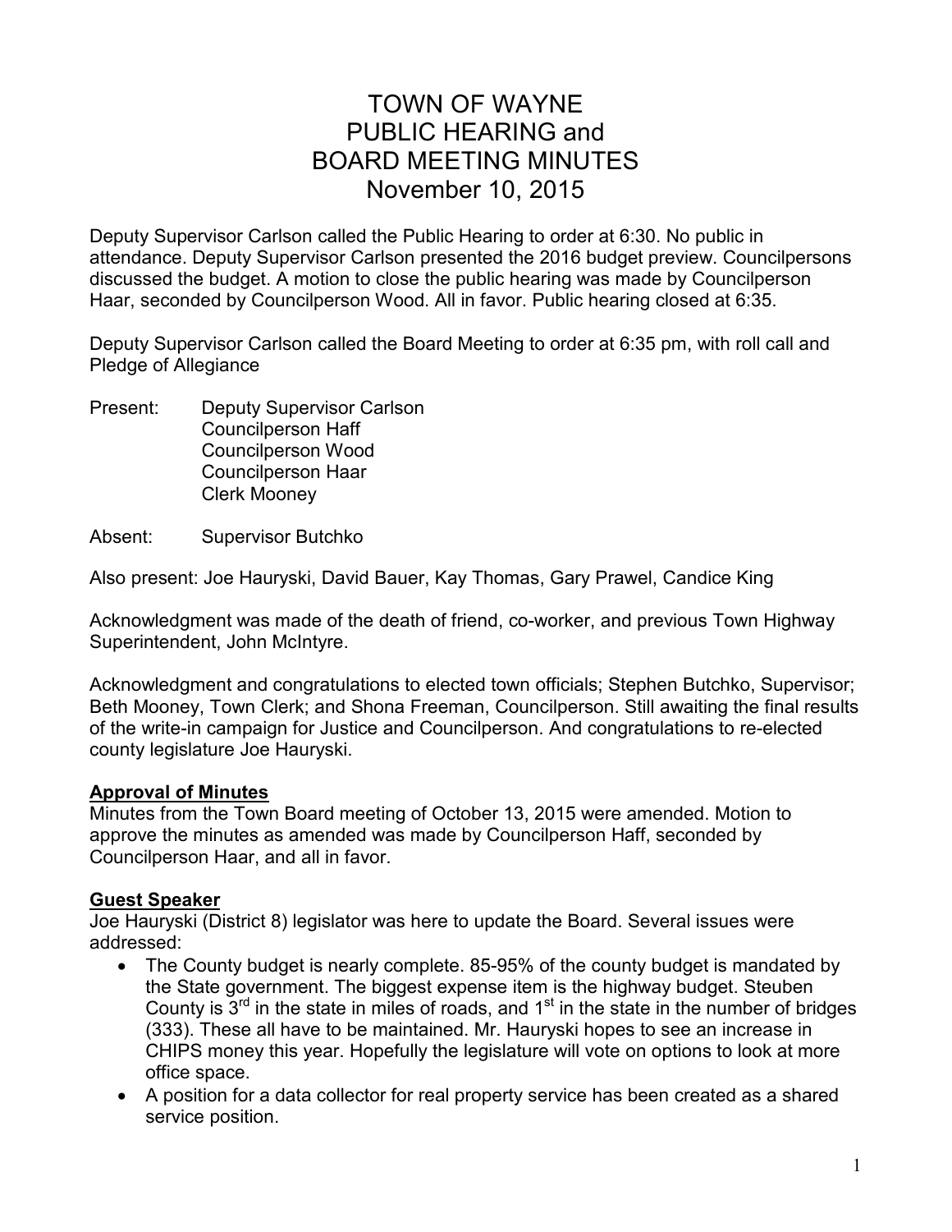# TOWN OF WAYNE
# PUBLIC HEARING and
# BOARD MEETING MINUTES
# November 10, 2015

Deputy Supervisor Carlson called the Public Hearing to order at 6:30. No public in attendance. Deputy Supervisor Carlson presented the 2016 budget preview. Councilpersons discussed the budget. A motion to close the public hearing was made by Councilperson Haar, seconded by Councilperson Wood. All in favor. Public hearing closed at 6:35.

Deputy Supervisor Carlson called the Board Meeting to order at 6:35 pm, with roll call and Pledge of Allegiance

Present: Deputy Supervisor Carlson
Councilperson Haff
Councilperson Wood
Councilperson Haar
Clerk Mooney

Absent: Supervisor Butchko

Also present: Joe Hauryski, David Bauer, Kay Thomas, Gary Prawel, Candice King

Acknowledgment was made of the death of friend, co-worker, and previous Town Highway Superintendent, John McIntyre.

Acknowledgment and congratulations to elected town officials; Stephen Butchko, Supervisor; Beth Mooney, Town Clerk; and Shona Freeman, Councilperson. Still awaiting the final results of the write-in campaign for Justice and Councilperson. And congratulations to re-elected county legislature Joe Hauryski.

**Approval of Minutes**

Minutes from the Town Board meeting of October 13, 2015 were amended. Motion to approve the minutes as amended was made by Councilperson Haff, seconded by Councilperson Haar, and all in favor.

**Guest Speaker**

Joe Hauryski (District 8) legislator was here to update the Board. Several issues were addressed:

- The County budget is nearly complete. 85-95% of the county budget is mandated by the State government. The biggest expense item is the highway budget. Steuben County is 3rd in the state in miles of roads, and 1st in the state in the number of bridges (333). These all have to be maintained. Mr. Hauryski hopes to see an increase in CHIPS money this year. Hopefully the legislature will vote on options to look at more office space.
- A position for a data collector for real property service has been created as a shared service position.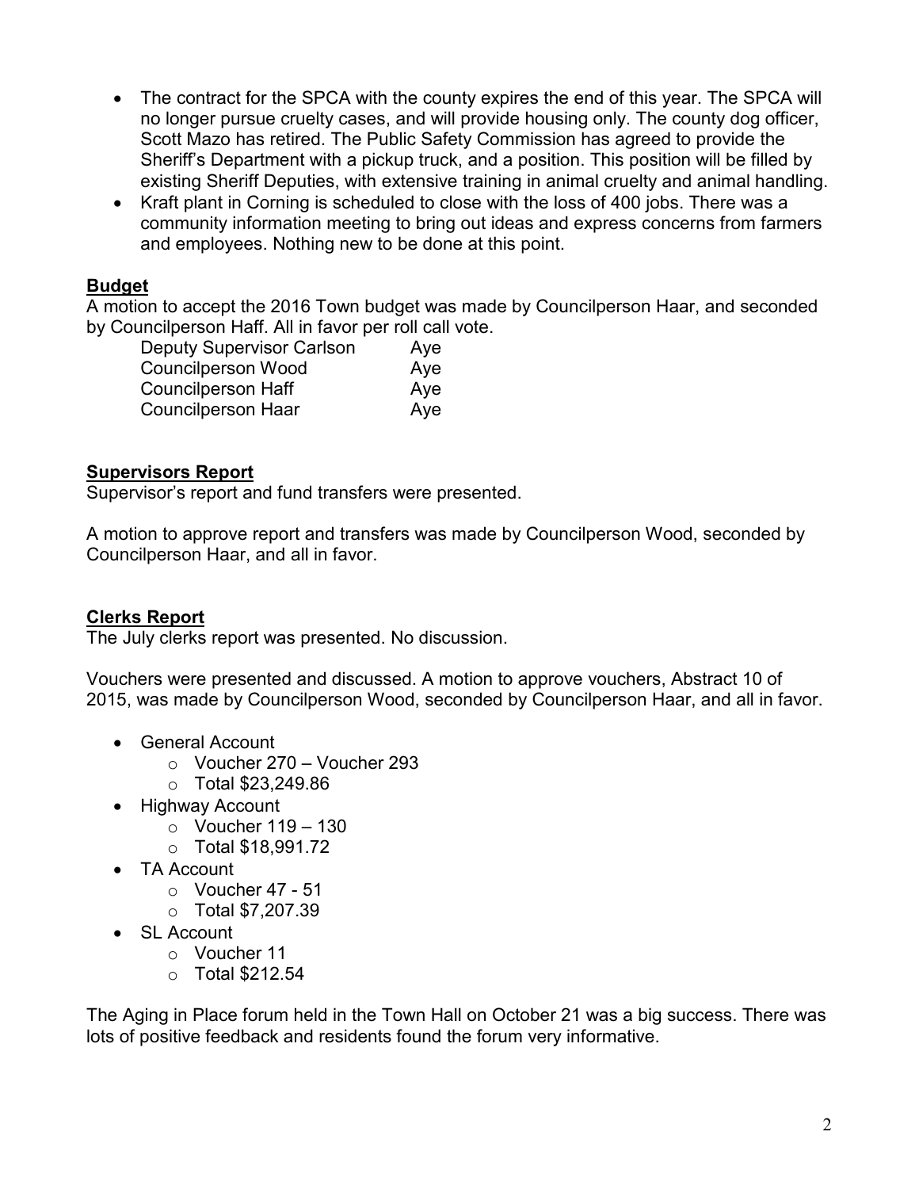- The contract for the SPCA with the county expires the end of this year. The SPCA will no longer pursue cruelty cases, and will provide housing only. The county dog officer, Scott Mazo has retired. The Public Safety Commission has agreed to provide the Sheriff's Department with a pickup truck, and a position. This position will be filled by existing Sheriff Deputies, with extensive training in animal cruelty and animal handling.
- Kraft plant in Corning is scheduled to close with the loss of 400 jobs. There was a community information meeting to bring out ideas and express concerns from farmers and employees. Nothing new to be done at this point.

**Budget**

A motion to accept the 2016 Town budget was made by Councilperson Haar, and seconded by Councilperson Haff. All in favor per roll call vote.

| | |
|---|---|
| Deputy Supervisor Carlson | Aye |
| Councilperson Wood | Aye |
| Councilperson Haff | Aye |
| Councilperson Haar | Aye |

**Supervisors Report**

Supervisor's report and fund transfers were presented.

A motion to approve report and transfers was made by Councilperson Wood, seconded by Councilperson Haar, and all in favor.

**Clerks Report**

The July clerks report was presented. No discussion.

Vouchers were presented and discussed. A motion to approve vouchers, Abstract 10 of 2015, was made by Councilperson Wood, seconded by Councilperson Haar, and all in favor.

- General Account
  - Voucher 270 – Voucher 293
  - Total $23,249.86
- Highway Account
  - Voucher 119 – 130
  - Total $18,991.72
- TA Account
  - Voucher 47 - 51
  - Total $7,207.39
- SL Account
  - Voucher 11
  - Total $212.54

The Aging in Place forum held in the Town Hall on October 21 was a big success. There was lots of positive feedback and residents found the forum very informative.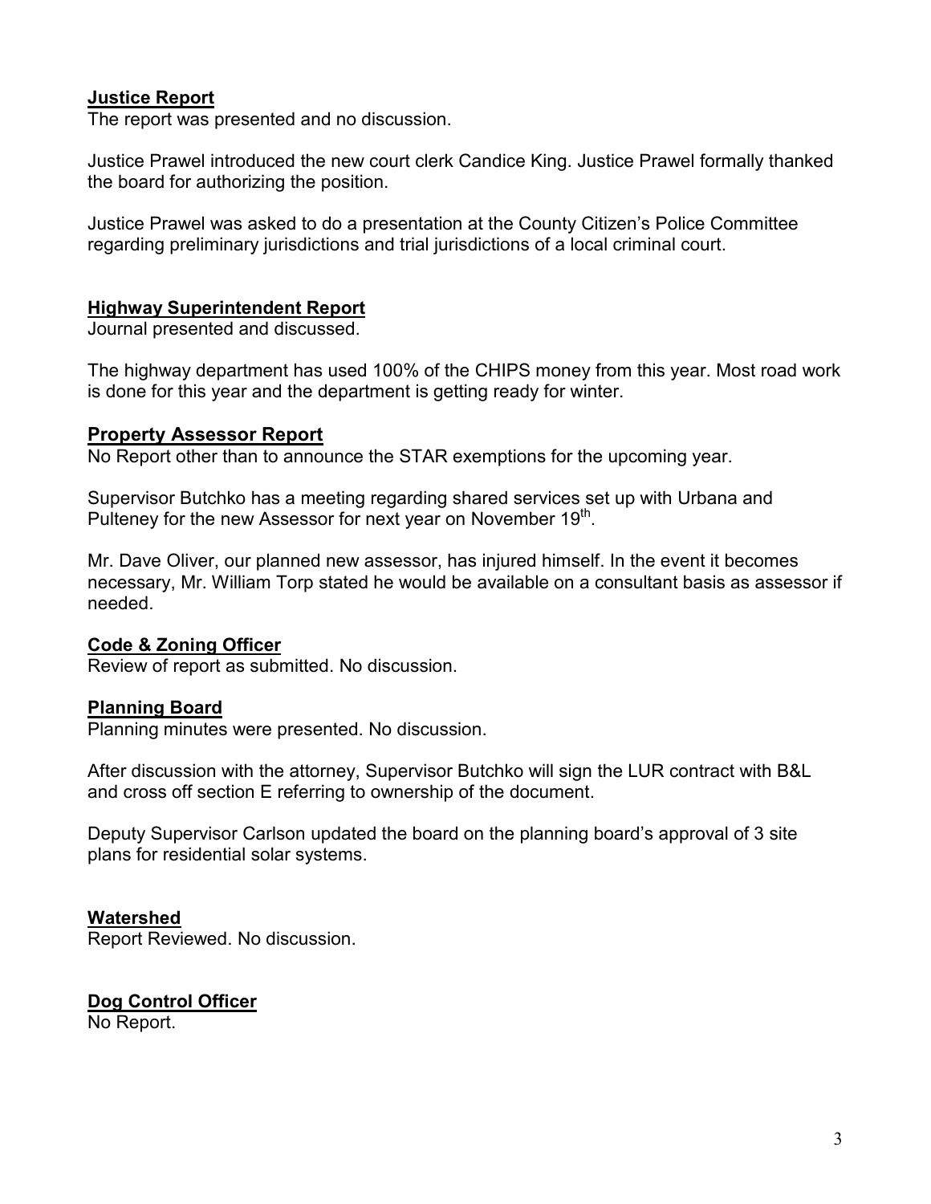**Justice Report**

The report was presented and no discussion.

Justice Prawel introduced the new court clerk Candice King. Justice Prawel formally thanked the board for authorizing the position.

Justice Prawel was asked to do a presentation at the County Citizen's Police Committee regarding preliminary jurisdictions and trial jurisdictions of a local criminal court.

**Highway Superintendent Report**

Journal presented and discussed.

The highway department has used 100% of the CHIPS money from this year. Most road work is done for this year and the department is getting ready for winter.

**Property Assessor Report**

No Report other than to announce the STAR exemptions for the upcoming year.

Supervisor Butchko has a meeting regarding shared services set up with Urbana and Pulteney for the new Assessor for next year on November 19th.

Mr. Dave Oliver, our planned new assessor, has injured himself. In the event it becomes necessary, Mr. William Torp stated he would be available on a consultant basis as assessor if needed.

**Code & Zoning Officer**

Review of report as submitted. No discussion.

**Planning Board**

Planning minutes were presented. No discussion.

After discussion with the attorney, Supervisor Butchko will sign the LUR contract with B&L and cross off section E referring to ownership of the document.

Deputy Supervisor Carlson updated the board on the planning board's approval of 3 site plans for residential solar systems.

**Watershed**

Report Reviewed. No discussion.

**Dog Control Officer**

No Report.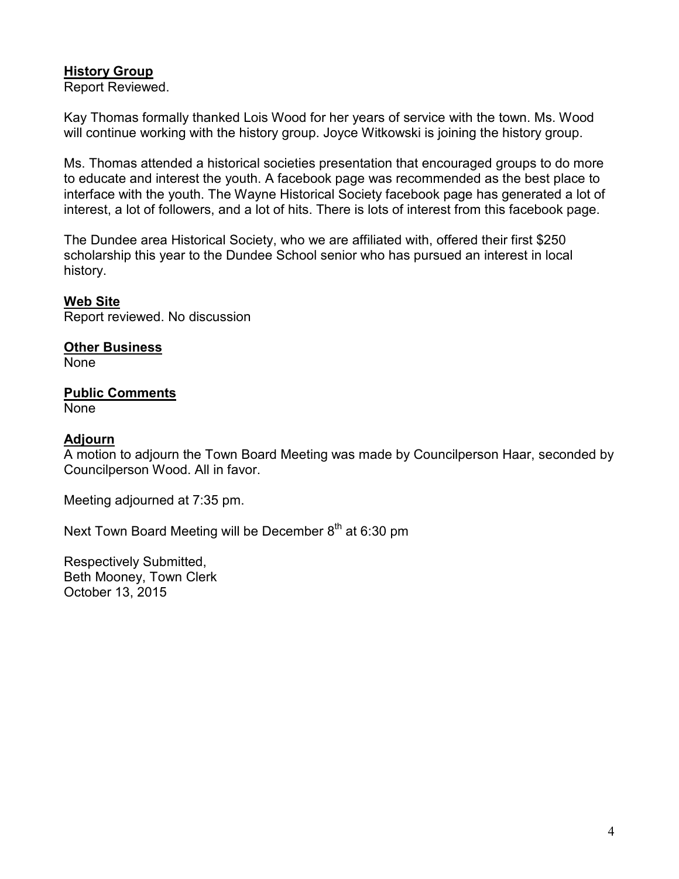**History Group**
Report Reviewed.

Kay Thomas formally thanked Lois Wood for her years of service with the town. Ms. Wood will continue working with the history group. Joyce Witkowski is joining the history group.

Ms. Thomas attended a historical societies presentation that encouraged groups to do more to educate and interest the youth. A facebook page was recommended as the best place to interface with the youth. The Wayne Historical Society facebook page has generated a lot of interest, a lot of followers, and a lot of hits. There is lots of interest from this facebook page.

The Dundee area Historical Society, who we are affiliated with, offered their first $250 scholarship this year to the Dundee School senior who has pursued an interest in local history.

**Web Site**
Report reviewed. No discussion

**Other Business**
None

**Public Comments**
None

**Adjourn**
A motion to adjourn the Town Board Meeting was made by Councilperson Haar, seconded by Councilperson Wood. All in favor.

Meeting adjourned at 7:35 pm.

Next Town Board Meeting will be December 8th at 6:30 pm

Respectively Submitted,
Beth Mooney, Town Clerk
October 13, 2015